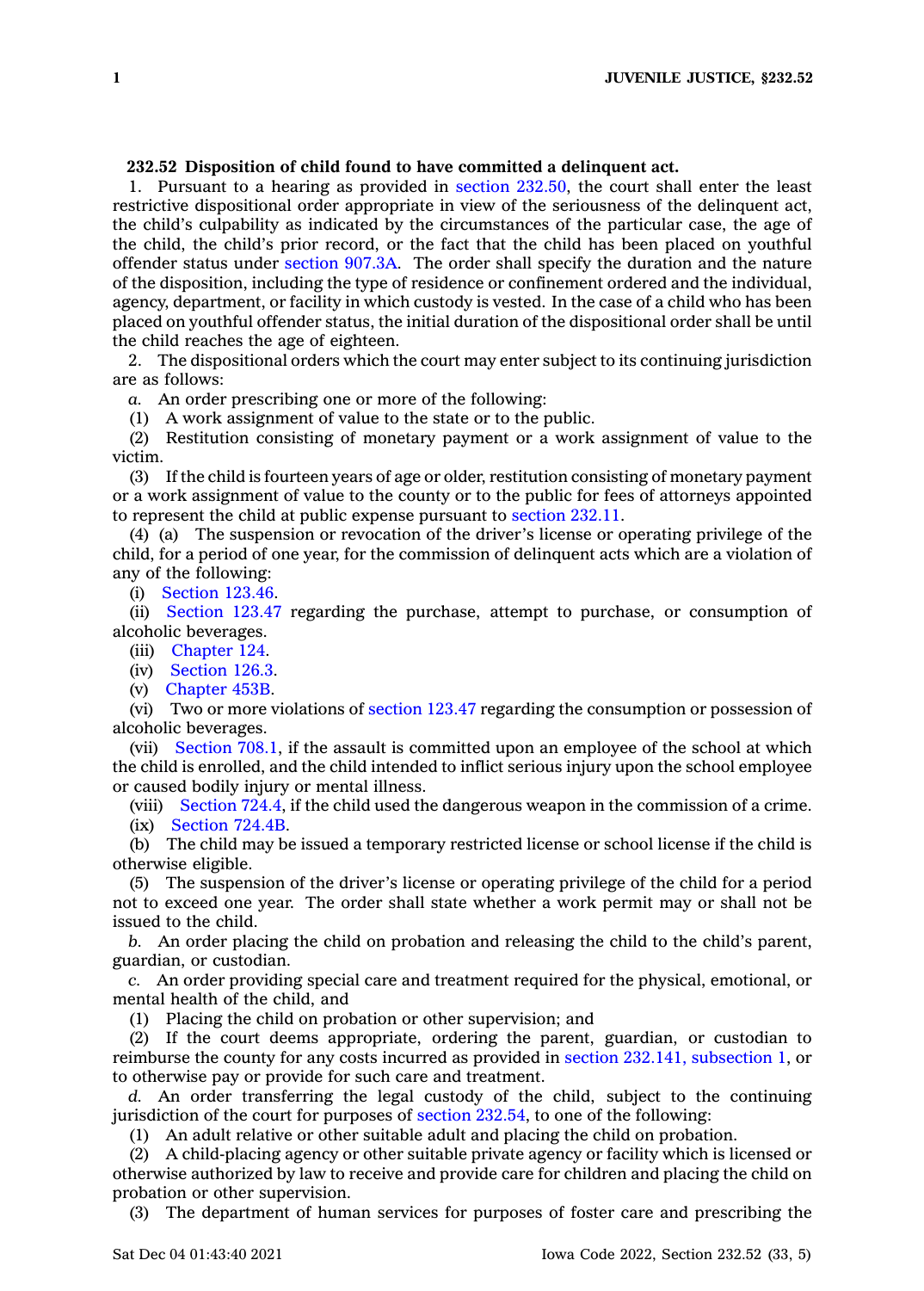**232.52 Disposition of child found to have committed a delinquent act.**

1. Pursuant to a hearing as provided in section 232.50, the court shall enter the least restrictive dispositional order appropriate in view of the seriousness of the delinquent act, the child's culpability as indicated by the circumstances of the particular case, the age of the child, the child's prior record, or the fact that the child has been placed on youthful offender status under section 907.3A. The order shall specify the duration and the nature of the disposition, including the type of residence or confinement ordered and the individual, agency, department, or facility in which custody is vested. In the case of a child who has been placed on youthful offender status, the initial duration of the dispositional order shall be until the child reaches the age of eighteen.

2. The dispositional orders which the court may enter subject to its continuing jurisdiction are as follows:

*a.* An order prescribing one or more of the following:

(1) A work assignment of value to the state or to the public.

(2) Restitution consisting of monetary payment or a work assignment of value to the victim.

(3) If the child is fourteen years of age or older, restitution consisting of monetary payment or a work assignment of value to the county or to the public for fees of attorneys appointed to represent the child at public expense pursuant to section 232.11.

(4) (a) The suspension or revocation of the driver's license or operating privilege of the child, for a period of one year, for the commission of delinquent acts which are a violation of any of the following:

(i) Section 123.46.

(ii) Section 123.47 regarding the purchase, attempt to purchase, or consumption of alcoholic beverages.

(iii) Chapter 124.

(iv) Section 126.3.

(v) Chapter 453B.

(vi) Two or more violations of section 123.47 regarding the consumption or possession of alcoholic beverages.

(vii) Section 708.1, if the assault is committed upon an employee of the school at which the child is enrolled, and the child intended to inflict serious injury upon the school employee or caused bodily injury or mental illness.

(viii) Section 724.4, if the child used the dangerous weapon in the commission of a crime.

(ix) Section 724.4B.

(b) The child may be issued a temporary restricted license or school license if the child is otherwise eligible.

(5) The suspension of the driver's license or operating privilege of the child for a period not to exceed one year. The order shall state whether a work permit may or shall not be issued to the child.

*b.* An order placing the child on probation and releasing the child to the child's parent, guardian, or custodian.

*c.* An order providing special care and treatment required for the physical, emotional, or mental health of the child, and

(1) Placing the child on probation or other supervision; and

(2) If the court deems appropriate, ordering the parent, guardian, or custodian to reimburse the county for any costs incurred as provided in section 232.141, subsection 1, or to otherwise pay or provide for such care and treatment.

*d.* An order transferring the legal custody of the child, subject to the continuing jurisdiction of the court for purposes of section 232.54, to one of the following:

(1) An adult relative or other suitable adult and placing the child on probation.

(2) A child-placing agency or other suitable private agency or facility which is licensed or otherwise authorized by law to receive and provide care for children and placing the child on probation or other supervision.

(3) The department of human services for purposes of foster care and prescribing the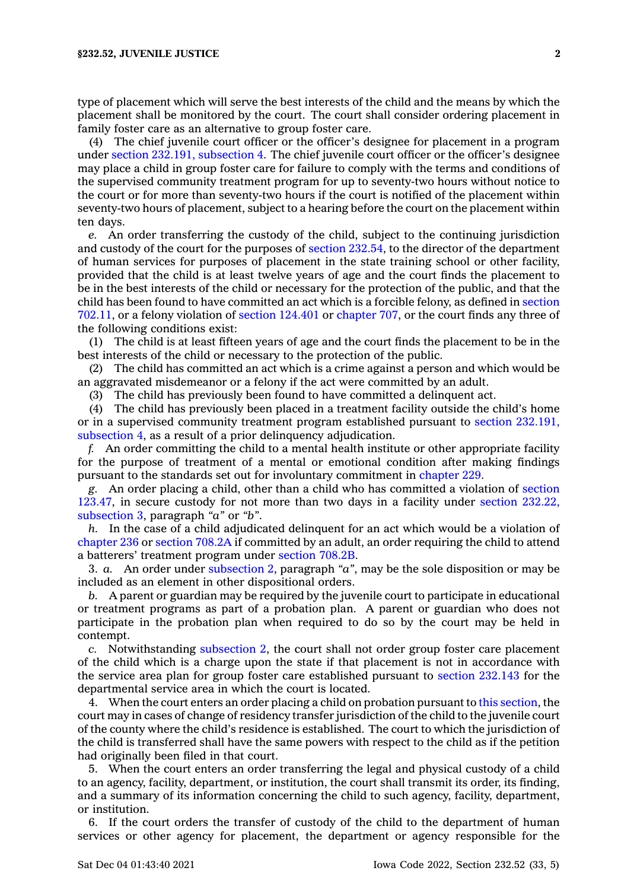type of placement which will serve the best interests of the child and the means by which the placement shall be monitored by the court. The court shall consider ordering placement in family foster care as an alternative to group foster care.

(4) The chief juvenile court officer or the officer's designee for placement in a program under section 232.191, subsection 4. The chief juvenile court officer or the officer's designee may place a child in group foster care for failure to comply with the terms and conditions of the supervised community treatment program for up to seventy-two hours without notice to the court or for more than seventy-two hours if the court is notified of the placement within seventy-two hours of placement, subject to a hearing before the court on the placement within ten days.

*e.* An order transferring the custody of the child, subject to the continuing jurisdiction and custody of the court for the purposes of section 232.54, to the director of the department of human services for purposes of placement in the state training school or other facility, provided that the child is at least twelve years of age and the court finds the placement to be in the best interests of the child or necessary for the protection of the public, and that the child has been found to have committed an act which is a forcible felony, as defined in section 702.11, or a felony violation of section 124.401 or chapter 707, or the court finds any three of the following conditions exist:

(1) The child is at least fifteen years of age and the court finds the placement to be in the best interests of the child or necessary to the protection of the public.

(2) The child has committed an act which is a crime against a person and which would be an aggravated misdemeanor or a felony if the act were committed by an adult.

(3) The child has previously been found to have committed a delinquent act.

(4) The child has previously been placed in a treatment facility outside the child's home or in a supervised community treatment program established pursuant to section 232.191, subsection 4, as a result of a prior delinquency adjudication.

*f.* An order committing the child to a mental health institute or other appropriate facility for the purpose of treatment of a mental or emotional condition after making findings pursuant to the standards set out for involuntary commitment in chapter 229.

*g.* An order placing a child, other than a child who has committed a violation of section 123.47, in secure custody for not more than two days in a facility under section 232.22, subsection 3, paragraph *"a"* or *"b"*.

*h.* In the case of a child adjudicated delinquent for an act which would be a violation of chapter 236 or section 708.2A if committed by an adult, an order requiring the child to attend a batterers' treatment program under section 708.2B.

3. *a.* An order under subsection 2, paragraph *"a"*, may be the sole disposition or may be included as an element in other dispositional orders.

*b.* A parent or guardian may be required by the juvenile court to participate in educational or treatment programs as part of a probation plan. A parent or guardian who does not participate in the probation plan when required to do so by the court may be held in contempt.

*c.* Notwithstanding subsection 2, the court shall not order group foster care placement of the child which is a charge upon the state if that placement is not in accordance with the service area plan for group foster care established pursuant to section 232.143 for the departmental service area in which the court is located.

4. When the court enters an order placing a child on probation pursuant to this section, the court may in cases of change of residency transfer jurisdiction of the child to the juvenile court of the county where the child's residence is established. The court to which the jurisdiction of the child is transferred shall have the same powers with respect to the child as if the petition had originally been filed in that court.

5. When the court enters an order transferring the legal and physical custody of a child to an agency, facility, department, or institution, the court shall transmit its order, its finding, and a summary of its information concerning the child to such agency, facility, department, or institution.

6. If the court orders the transfer of custody of the child to the department of human services or other agency for placement, the department or agency responsible for the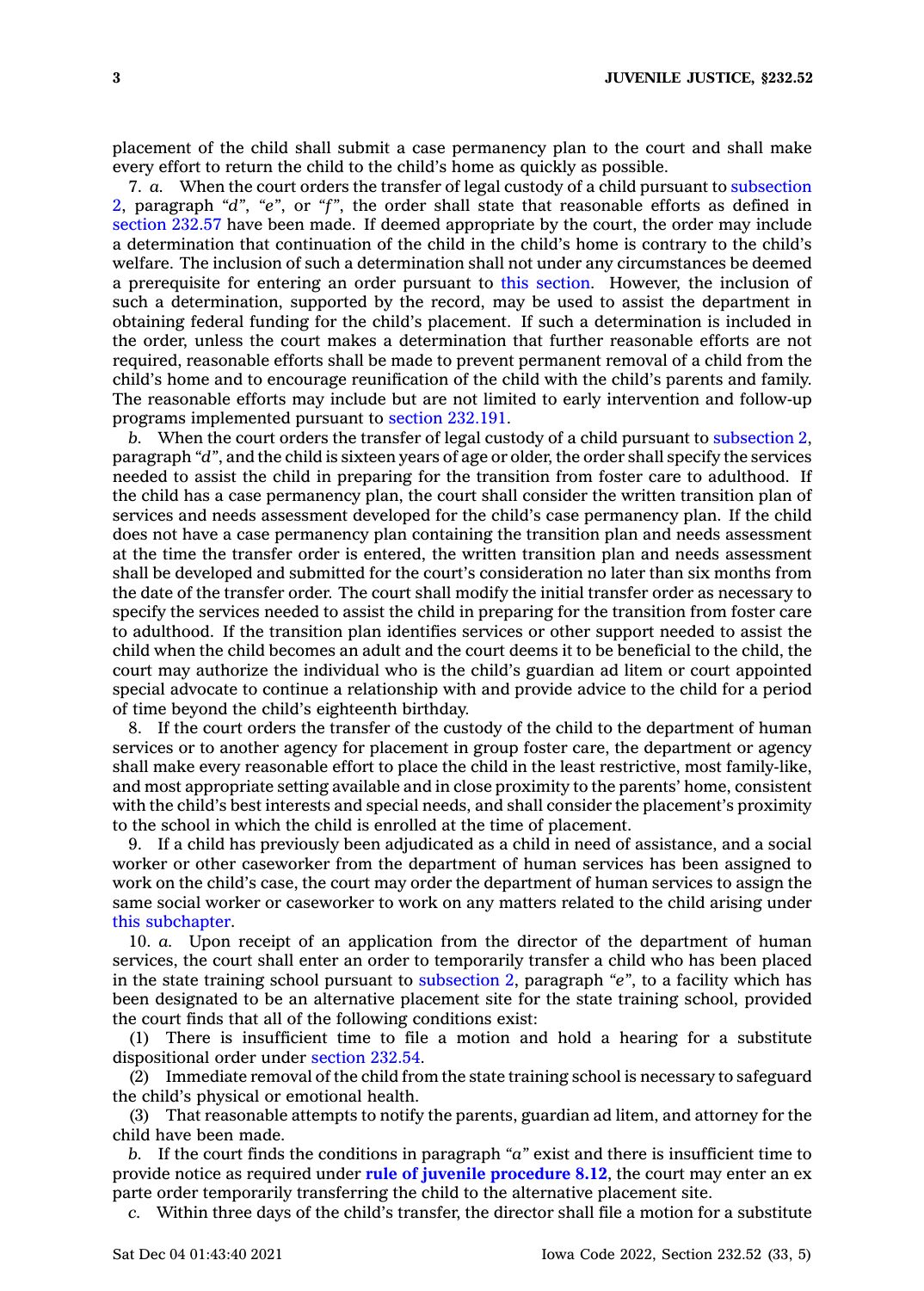placement of the child shall submit a case permanency plan to the court and shall make every effort to return the child to the child's home as quickly as possible.

7. *a.* When the court orders the transfer of legal custody of a child pursuant to subsection 2, paragraph *"d"*, *"e"*, or *"f"*, the order shall state that reasonable efforts as defined in section 232.57 have been made. If deemed appropriate by the court, the order may include a determination that continuation of the child in the child's home is contrary to the child's welfare. The inclusion of such a determination shall not under any circumstances be deemed a prerequisite for entering an order pursuant to this section. However, the inclusion of such a determination, supported by the record, may be used to assist the department in obtaining federal funding for the child's placement. If such a determination is included in the order, unless the court makes a determination that further reasonable efforts are not required, reasonable efforts shall be made to prevent permanent removal of a child from the child's home and to encourage reunification of the child with the child's parents and family. The reasonable efforts may include but are not limited to early intervention and follow-up programs implemented pursuant to section 232.191.

*b.* When the court orders the transfer of legal custody of a child pursuant to subsection 2, paragraph *"d"*, and the child is sixteen years of age or older, the order shall specify the services needed to assist the child in preparing for the transition from foster care to adulthood. If the child has a case permanency plan, the court shall consider the written transition plan of services and needs assessment developed for the child's case permanency plan. If the child does not have a case permanency plan containing the transition plan and needs assessment at the time the transfer order is entered, the written transition plan and needs assessment shall be developed and submitted for the court's consideration no later than six months from the date of the transfer order. The court shall modify the initial transfer order as necessary to specify the services needed to assist the child in preparing for the transition from foster care to adulthood. If the transition plan identifies services or other support needed to assist the child when the child becomes an adult and the court deems it to be beneficial to the child, the court may authorize the individual who is the child's guardian ad litem or court appointed special advocate to continue a relationship with and provide advice to the child for a period of time beyond the child's eighteenth birthday.

8. If the court orders the transfer of the custody of the child to the department of human services or to another agency for placement in group foster care, the department or agency shall make every reasonable effort to place the child in the least restrictive, most family-like, and most appropriate setting available and in close proximity to the parents' home, consistent with the child's best interests and special needs, and shall consider the placement's proximity to the school in which the child is enrolled at the time of placement.

9. If a child has previously been adjudicated as a child in need of assistance, and a social worker or other caseworker from the department of human services has been assigned to work on the child's case, the court may order the department of human services to assign the same social worker or caseworker to work on any matters related to the child arising under this subchapter.

10. *a.* Upon receipt of an application from the director of the department of human services, the court shall enter an order to temporarily transfer a child who has been placed in the state training school pursuant to subsection 2, paragraph *"e"*, to a facility which has been designated to be an alternative placement site for the state training school, provided the court finds that all of the following conditions exist:

(1) There is insufficient time to file a motion and hold a hearing for a substitute dispositional order under section 232.54.

(2) Immediate removal of the child from the state training school is necessary to safeguard the child's physical or emotional health.

(3) That reasonable attempts to notify the parents, guardian ad litem, and attorney for the child have been made.

*b.* If the court finds the conditions in paragraph *"a"* exist and there is insufficient time to provide notice as required under **rule of juvenile procedure 8.12**, the court may enter an ex parte order temporarily transferring the child to the alternative placement site.

*c.* Within three days of the child's transfer, the director shall file a motion for a substitute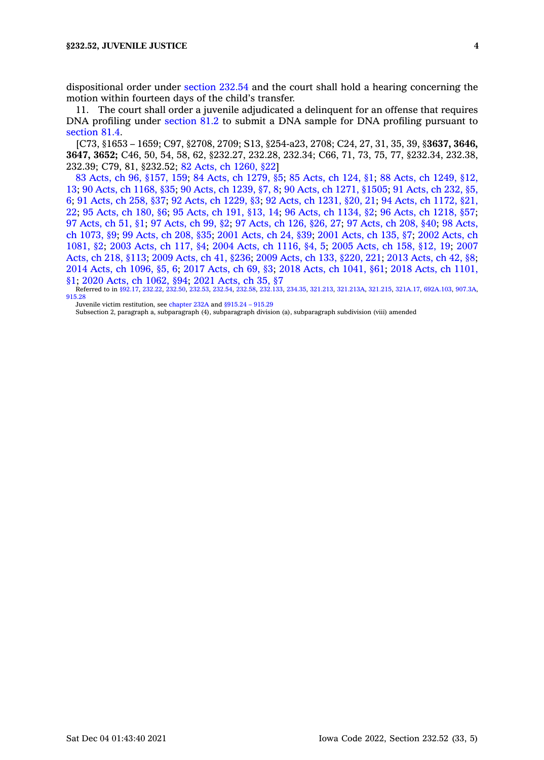dispositional order under section 232.54 and the court shall hold a hearing concerning the motion within fourteen days of the child's transfer.

11. The court shall order a juvenile adjudicated a delinquent for an offense that requires DNA profiling under section 81.2 to submit a DNA sample for DNA profiling pursuant to section 81.4.

[C73, §1653 – 1659; C97, §2708, 2709; S13, §254-a23, 2708; C24, 27, 31, 35, 39, §**3637, 3646, 3647, 3652;** C46, 50, 54, 58, 62, §232.27, 232.28, 232.34; C66, 71, 73, 75, 77, §232.34, 232.38, 232.39; C79, 81, §232.52; 82 Acts, ch 1260, §22]

83 Acts, ch 96, §157, 159; 84 Acts, ch 1279, §5; 85 Acts, ch 124, §1; 88 Acts, ch 1249, §12, 13; 90 Acts, ch 1168, §35; 90 Acts, ch 1239, §7, 8; 90 Acts, ch 1271, §1505; 91 Acts, ch 232, §5, 6; 91 Acts, ch 258, §37; 92 Acts, ch 1229, §3; 92 Acts, ch 1231, §20, 21; 94 Acts, ch 1172, §21, 22; 95 Acts, ch 180, §6; 95 Acts, ch 191, §13, 14; 96 Acts, ch 1134, §2; 96 Acts, ch 1218, §57; 97 Acts, ch 51, §1; 97 Acts, ch 99, §2; 97 Acts, ch 126, §26, 27; 97 Acts, ch 208, §40; 98 Acts, ch 1073, §9; 99 Acts, ch 208, §35; 2001 Acts, ch 24, §39; 2001 Acts, ch 135, §7; 2002 Acts, ch 1081, §2; 2003 Acts, ch 117, §4; 2004 Acts, ch 1116, §4, 5; 2005 Acts, ch 158, §12, 19; 2007 Acts, ch 218, §113; 2009 Acts, ch 41, §236; 2009 Acts, ch 133, §220, 221; 2013 Acts, ch 42, §8; 2014 Acts, ch 1096, §5, 6; 2017 Acts, ch 69, §3; 2018 Acts, ch 1041, §61; 2018 Acts, ch 1101, §1; 2020 Acts, ch 1062, §94; 2021 Acts, ch 35, §7

Referred to in §92.17, 232.22, 232.50, 232.53, 232.54, 232.58, 232.133, 234.35, 321.213, 321.213A, 321.215, 321A.17, 692A.103, 907.3A, 915.28

Juvenile victim restitution, see chapter 232A and §915.24 – 915.29

Subsection 2, paragraph a, subparagraph (4), subparagraph division (a), subparagraph subdivision (viii) amended